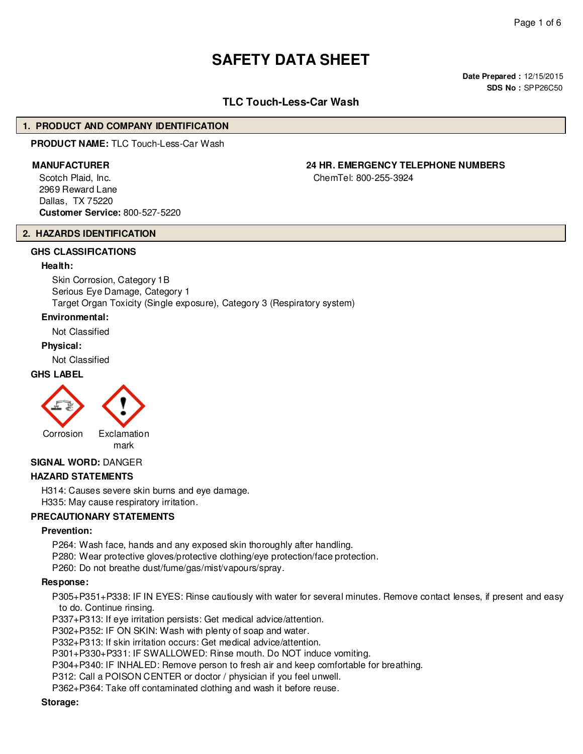# SAFETY DATA SHEET

**Date Prepared :** 12/15/2015
**SDS No :** SPP26C50

## TLC Touch-Less-Car Wash

## 1. PRODUCT AND COMPANY IDENTIFICATION

**PRODUCT NAME:** TLC Touch-Less-Car Wash

**MANUFACTURER**

Scotch Plaid, Inc.
2969 Reward Lane
Dallas, TX 75220
**Customer Service:** 800-527-5220

**24 HR. EMERGENCY TELEPHONE NUMBERS**

ChemTel: 800-255-3924

## 2. HAZARDS IDENTIFICATION

### GHS CLASSIFICATIONS

**Health:**

Skin Corrosion, Category 1B
Serious Eye Damage, Category 1
Target Organ Toxicity (Single exposure), Category 3 (Respiratory system)

**Environmental:**

Not Classified

**Physical:**

Not Classified

### GHS LABEL

Corrosion

Exclamation mark

**SIGNAL WORD:** DANGER

### HAZARD STATEMENTS

H314: Causes severe skin burns and eye damage.
H335: May cause respiratory irritation.

### PRECAUTIONARY STATEMENTS

**Prevention:**

P264: Wash face, hands and any exposed skin thoroughly after handling.
P280: Wear protective gloves/protective clothing/eye protection/face protection.
P260: Do not breathe dust/fume/gas/mist/vapours/spray.

**Response:**

P305+P351+P338: IF IN EYES: Rinse cautiously with water for several minutes. Remove contact lenses, if present and easy to do. Continue rinsing.
P337+P313: If eye irritation persists: Get medical advice/attention.
P302+P352: IF ON SKIN: Wash with plenty of soap and water.
P332+P313: If skin irritation occurs: Get medical advice/attention.
P301+P330+P331: IF SWALLOWED: Rinse mouth. Do NOT induce vomiting.
P304+P340: IF INHALED: Remove person to fresh air and keep comfortable for breathing.
P312: Call a POISON CENTER or doctor / physician if you feel unwell.
P362+P364: Take off contaminated clothing and wash it before reuse.

**Storage:**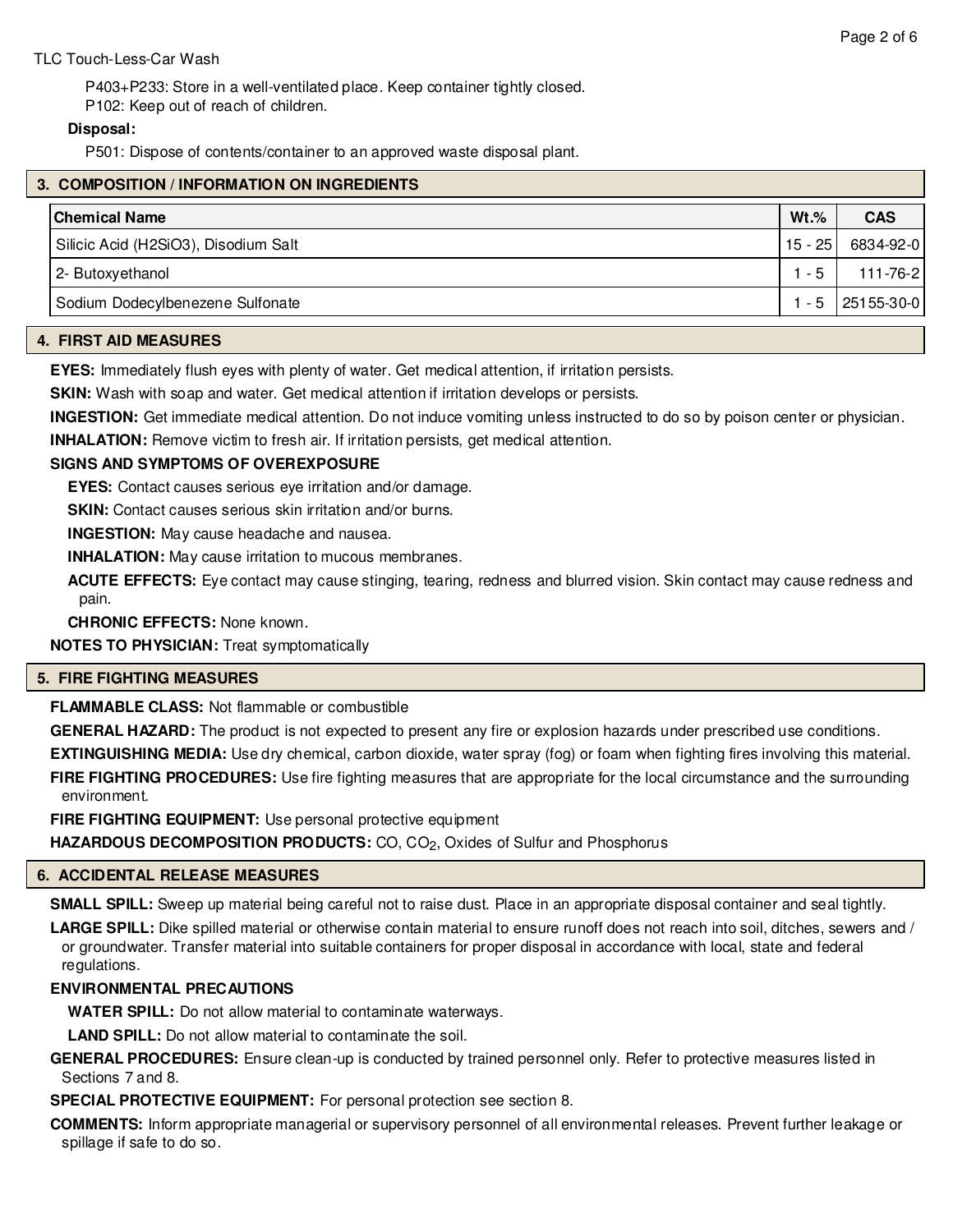P403+P233: Store in a well-ventilated place. Keep container tightly closed.
P102: Keep out of reach of children.

**Disposal:**

P501: Dispose of contents/container to an approved waste disposal plant.

## 3. COMPOSITION / INFORMATION ON INGREDIENTS

| Chemical Name | Wt.% | CAS |
| --- | --- | --- |
| Silicic Acid (H2SiO3), Disodium Salt | 15 - 25 | 6834-92-0 |
| 2- Butoxyethanol | 1 - 5 | 111-76-2 |
| Sodium Dodecylbenezene Sulfonate | 1 - 5 | 25155-30-0 |

## 4. FIRST AID MEASURES

**EYES:** Immediately flush eyes with plenty of water. Get medical attention, if irritation persists.

**SKIN:** Wash with soap and water. Get medical attention if irritation develops or persists.

**INGESTION:** Get immediate medical attention. Do not induce vomiting unless instructed to do so by poison center or physician.

**INHALATION:** Remove victim to fresh air. If irritation persists, get medical attention.

**SIGNS AND SYMPTOMS OF OVEREXPOSURE**

**EYES:** Contact causes serious eye irritation and/or damage.

**SKIN:** Contact causes serious skin irritation and/or burns.

**INGESTION:** May cause headache and nausea.

**INHALATION:** May cause irritation to mucous membranes.

**ACUTE EFFECTS:** Eye contact may cause stinging, tearing, redness and blurred vision. Skin contact may cause redness and pain.

**CHRONIC EFFECTS:** None known.

**NOTES TO PHYSICIAN:** Treat symptomatically

## 5. FIRE FIGHTING MEASURES

**FLAMMABLE CLASS:** Not flammable or combustible

**GENERAL HAZARD:** The product is not expected to present any fire or explosion hazards under prescribed use conditions.

**EXTINGUISHING MEDIA:** Use dry chemical, carbon dioxide, water spray (fog) or foam when fighting fires involving this material.

**FIRE FIGHTING PROCEDURES:** Use fire fighting measures that are appropriate for the local circumstance and the surrounding environment.

**FIRE FIGHTING EQUIPMENT:** Use personal protective equipment

**HAZARDOUS DECOMPOSITION PRODUCTS:** CO, $CO_2$, Oxides of Sulfur and Phosphorus

## 6. ACCIDENTAL RELEASE MEASURES

**SMALL SPILL:** Sweep up material being careful not to raise dust. Place in an appropriate disposal container and seal tightly.

**LARGE SPILL:** Dike spilled material or otherwise contain material to ensure runoff does not reach into soil, ditches, sewers and / or groundwater. Transfer material into suitable containers for proper disposal in accordance with local, state and federal regulations.

**ENVIRONMENTAL PRECAUTIONS**

**WATER SPILL:** Do not allow material to contaminate waterways.

**LAND SPILL:** Do not allow material to contaminate the soil.

**GENERAL PROCEDURES:** Ensure clean-up is conducted by trained personnel only. Refer to protective measures listed in Sections 7 and 8.

**SPECIAL PROTECTIVE EQUIPMENT:** For personal protection see section 8.

**COMMENTS:** Inform appropriate managerial or supervisory personnel of all environmental releases. Prevent further leakage or spillage if safe to do so.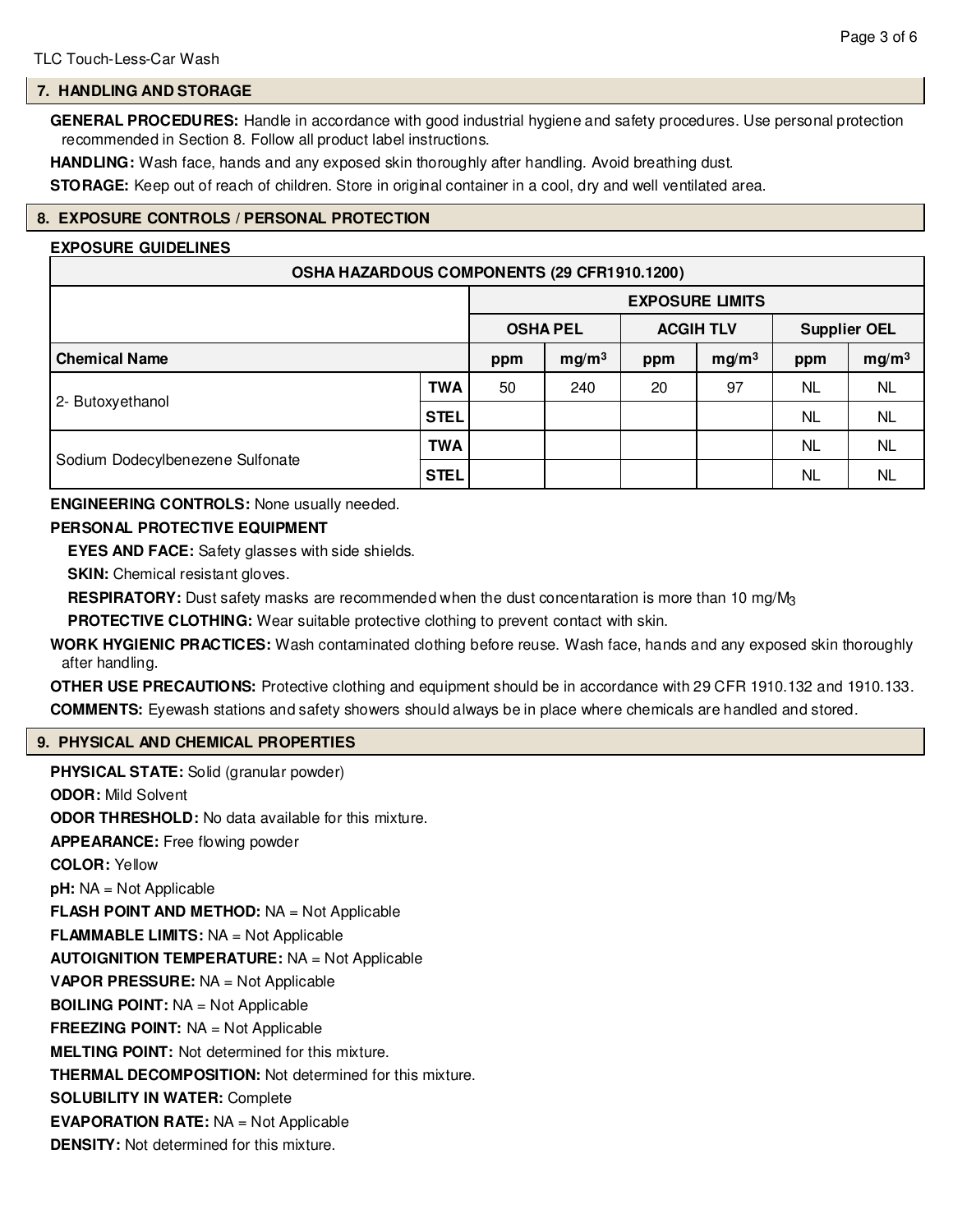## 7. HANDLING AND STORAGE

**GENERAL PROCEDURES:** Handle in accordance with good industrial hygiene and safety procedures. Use personal protection recommended in Section 8. Follow all product label instructions.

**HANDLING:** Wash face, hands and any exposed skin thoroughly after handling. Avoid breathing dust.

**STORAGE:** Keep out of reach of children. Store in original container in a cool, dry and well ventilated area.

## 8. EXPOSURE CONTROLS / PERSONAL PROTECTION

**EXPOSURE GUIDELINES**

| OSHA HAZARDOUS COMPONENTS (29 CFR1910.1200) | | | | | | | |
|---|---|---|---|---|---|---|---|
| | | EXPOSURE LIMITS | | | | | |
| | | OSHA PEL | | ACGIH TLV | | Supplier OEL | |
| **Chemical Name** | | ppm | $mg/m^3$ | ppm | $mg/m^3$ | ppm | $mg/m^3$ |
| 2- Butoxyethanol | **TWA** | 50 | 240 | 20 | 97 | NL | NL |
| | **STEL** | | | | | NL | NL |
| Sodium Dodecylbenezene Sulfonate | **TWA** | | | | | NL | NL |
| | **STEL** | | | | | NL | NL |

**ENGINEERING CONTROLS:** None usually needed.

**PERSONAL PROTECTIVE EQUIPMENT**

**EYES AND FACE:** Safety glasses with side shields.

**SKIN:** Chemical resistant gloves.

**RESPIRATORY:** Dust safety masks are recommended when the dust concentaration is more than 10 $mg/M_3$

**PROTECTIVE CLOTHING:** Wear suitable protective clothing to prevent contact with skin.

**WORK HYGIENIC PRACTICES:** Wash contaminated clothing before reuse. Wash face, hands and any exposed skin thoroughly after handling.

**OTHER USE PRECAUTIONS:** Protective clothing and equipment should be in accordance with 29 CFR 1910.132 and 1910.133.

**COMMENTS:** Eyewash stations and safety showers should always be in place where chemicals are handled and stored.

## 9. PHYSICAL AND CHEMICAL PROPERTIES

**PHYSICAL STATE:** Solid (granular powder)

**ODOR:** Mild Solvent

**ODOR THRESHOLD:** No data available for this mixture.

**APPEARANCE:** Free flowing powder

**COLOR:** Yellow

**pH:** NA = Not Applicable

**FLASH POINT AND METHOD:** NA = Not Applicable

**FLAMMABLE LIMITS:** NA = Not Applicable

**AUTOIGNITION TEMPERATURE:** NA = Not Applicable

**VAPOR PRESSURE:** NA = Not Applicable

**BOILING POINT:** NA = Not Applicable

**FREEZING POINT:** NA = Not Applicable

**MELTING POINT:** Not determined for this mixture.

**THERMAL DECOMPOSITION:** Not determined for this mixture.

**SOLUBILITY IN WATER:** Complete

**EVAPORATION RATE:** NA = Not Applicable

**DENSITY:** Not determined for this mixture.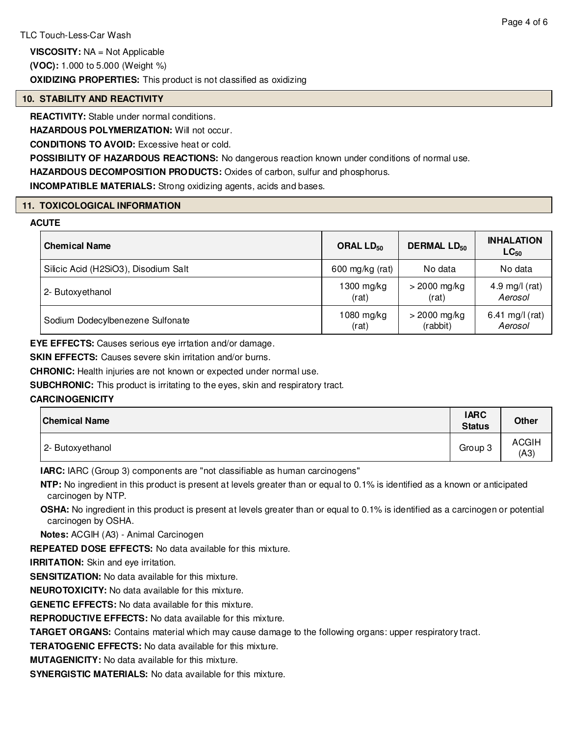**VISCOSITY:** NA = Not Applicable

**(VOC):** 1.000 to 5.000 (Weight %)

**OXIDIZING PROPERTIES:** This product is not classified as oxidizing

## 10. STABILITY AND REACTIVITY

**REACTIVITY:** Stable under normal conditions.

**HAZARDOUS POLYMERIZATION:** Will not occur.

**CONDITIONS TO AVOID:** Excessive heat or cold.

**POSSIBILITY OF HAZARDOUS REACTIONS:** No dangerous reaction known under conditions of normal use.

**HAZARDOUS DECOMPOSITION PRODUCTS:** Oxides of carbon, sulfur and phosphorus.

**INCOMPATIBLE MATERIALS:** Strong oxidizing agents, acids and bases.

## 11. TOXICOLOGICAL INFORMATION

**ACUTE**

| Chemical Name | ORAL $LD_{50}$ | DERMAL $LD_{50}$ | INHALATION $LC_{50}$ |
|---|---|---|---|
| Silicic Acid (H2SiO3), Disodium Salt | 600 mg/kg (rat) | No data | No data |
| 2- Butoxyethanol | 1300 mg/kg (rat) | > 2000 mg/kg (rat) | 4.9 mg/l (rat) *Aerosol* |
| Sodium Dodecylbenezene Sulfonate | 1080 mg/kg (rat) | > 2000 mg/kg (rabbit) | 6.41 mg/l (rat) *Aerosol* |

**EYE EFFECTS:** Causes serious eye irrtation and/or damage.

**SKIN EFFECTS:** Causes severe skin irritation and/or burns.

**CHRONIC:** Health injuries are not known or expected under normal use.

**SUBCHRONIC:** This product is irritating to the eyes, skin and respiratory tract.

**CARCINOGENICITY**

| Chemical Name | IARC Status | Other |
|---|---|---|
| 2- Butoxyethanol | Group 3 | ACGIH (A3) |

**IARC:** IARC (Group 3) components are "not classifiable as human carcinogens"

**NTP:** No ingredient in this product is present at levels greater than or equal to 0.1% is identified as a known or anticipated carcinogen by NTP.

**OSHA:** No ingredient in this product is present at levels greater than or equal to 0.1% is identified as a carcinogen or potential carcinogen by OSHA.

**Notes:** ACGIH (A3) - Animal Carcinogen

**REPEATED DOSE EFFECTS:** No data available for this mixture.

**IRRITATION:** Skin and eye irritation.

**SENSITIZATION:** No data available for this mixture.

**NEUROTOXICITY:** No data available for this mixture.

**GENETIC EFFECTS:** No data available for this mixture.

**REPRODUCTIVE EFFECTS:** No data available for this mixture.

**TARGET ORGANS:** Contains material which may cause damage to the following organs: upper respiratory tract.

**TERATOGENIC EFFECTS:** No data available for this mixture.

**MUTAGENICITY:** No data available for this mixture.

**SYNERGISTIC MATERIALS:** No data available for this mixture.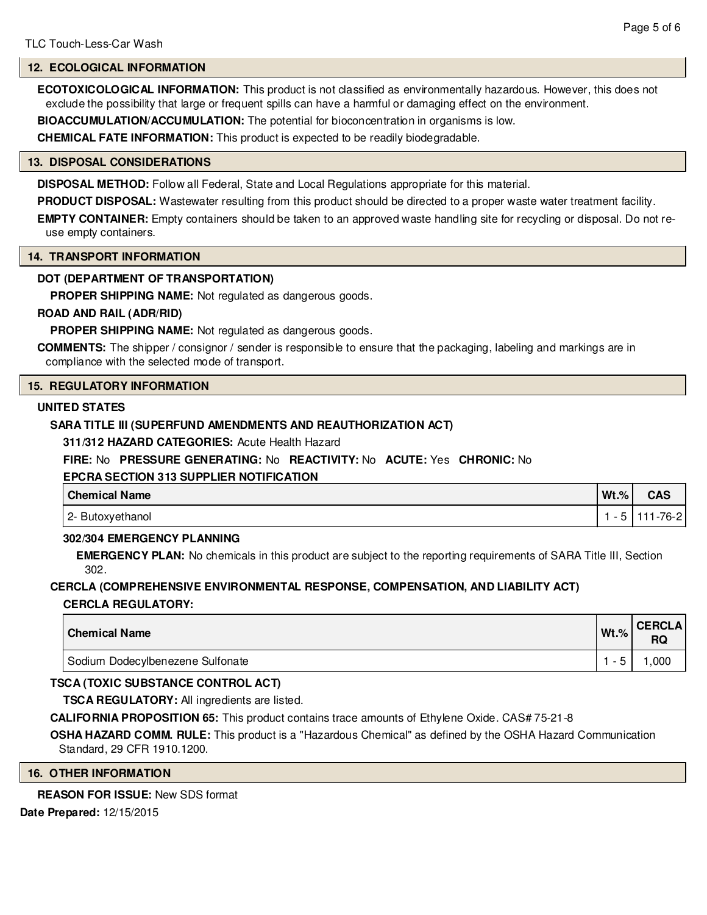## 12. ECOLOGICAL INFORMATION

**ECOTOXICOLOGICAL INFORMATION:** This product is not classified as environmentally hazardous. However, this does not exclude the possibility that large or frequent spills can have a harmful or damaging effect on the environment.

**BIOACCUMULATION/ACCUMULATION:** The potential for bioconcentration in organisms is low.

**CHEMICAL FATE INFORMATION:** This product is expected to be readily biodegradable.

## 13. DISPOSAL CONSIDERATIONS

**DISPOSAL METHOD:** Follow all Federal, State and Local Regulations appropriate for this material.

**PRODUCT DISPOSAL:** Wastewater resulting from this product should be directed to a proper waste water treatment facility.

**EMPTY CONTAINER:** Empty containers should be taken to an approved waste handling site for recycling or disposal. Do not re-use empty containers.

## 14. TRANSPORT INFORMATION

**DOT (DEPARTMENT OF TRANSPORTATION)**

**PROPER SHIPPING NAME:** Not regulated as dangerous goods.

**ROAD AND RAIL (ADR/RID)**

**PROPER SHIPPING NAME:** Not regulated as dangerous goods.

**COMMENTS:** The shipper / consignor / sender is responsible to ensure that the packaging, labeling and markings are in compliance with the selected mode of transport.

## 15. REGULATORY INFORMATION

**UNITED STATES**

**SARA TITLE III (SUPERFUND AMENDMENTS AND REAUTHORIZATION ACT)**

**311/312 HAZARD CATEGORIES:** Acute Health Hazard

**FIRE:** No **PRESSURE GENERATING:** No **REACTIVITY:** No **ACUTE:** Yes **CHRONIC:** No

**EPCRA SECTION 313 SUPPLIER NOTIFICATION**

| Chemical Name | Wt.% | CAS |
|---|---|---|
| 2- Butoxyethanol | 1 - 5 | 111-76-2 |

**302/304 EMERGENCY PLANNING**

**EMERGENCY PLAN:** No chemicals in this product are subject to the reporting requirements of SARA Title III, Section 302.

**CERCLA (COMPREHENSIVE ENVIRONMENTAL RESPONSE, COMPENSATION, AND LIABILITY ACT)**

**CERCLA REGULATORY:**

| Chemical Name | Wt.% | CERCLA RQ |
|---|---|---|
| Sodium Dodecylbenezene Sulfonate | 1 - 5 | 1,000 |

**TSCA (TOXIC SUBSTANCE CONTROL ACT)**

**TSCA REGULATORY:** All ingredients are listed.

**CALIFORNIA PROPOSITION 65:** This product contains trace amounts of Ethylene Oxide. CAS# 75-21-8

**OSHA HAZARD COMM. RULE:** This product is a "Hazardous Chemical" as defined by the OSHA Hazard Communication Standard, 29 CFR 1910.1200.

## 16. OTHER INFORMATION

**REASON FOR ISSUE:** New SDS format

**Date Prepared:** 12/15/2015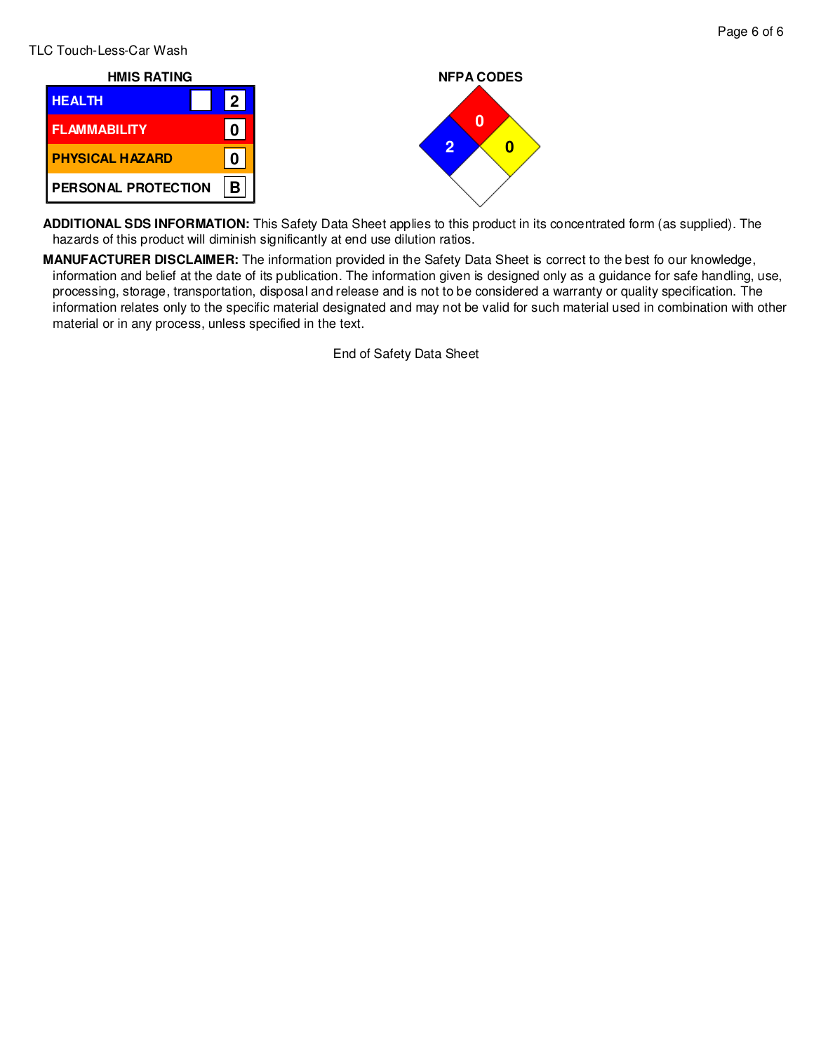TLC Touch-Less-Car Wash

**HMIS RATING**

| | |
|---|---|
| HEALTH | 2 |
| FLAMMABILITY | 0 |
| PHYSICAL HAZARD | 0 |
| PERSONAL PROTECTION | B |

**NFPA CODES**

0

2

0

**ADDITIONAL SDS INFORMATION:** This Safety Data Sheet applies to this product in its concentrated form (as supplied). The hazards of this product will diminish significantly at end use dilution ratios.

**MANUFACTURER DISCLAIMER:** The information provided in the Safety Data Sheet is correct to the best fo our knowledge, information and belief at the date of its publication. The information given is designed only as a guidance for safe handling, use, processing, storage, transportation, disposal and release and is not to be considered a warranty or quality specification. The information relates only to the specific material designated and may not be valid for such material used in combination with other material or in any process, unless specified in the text.

End of Safety Data Sheet